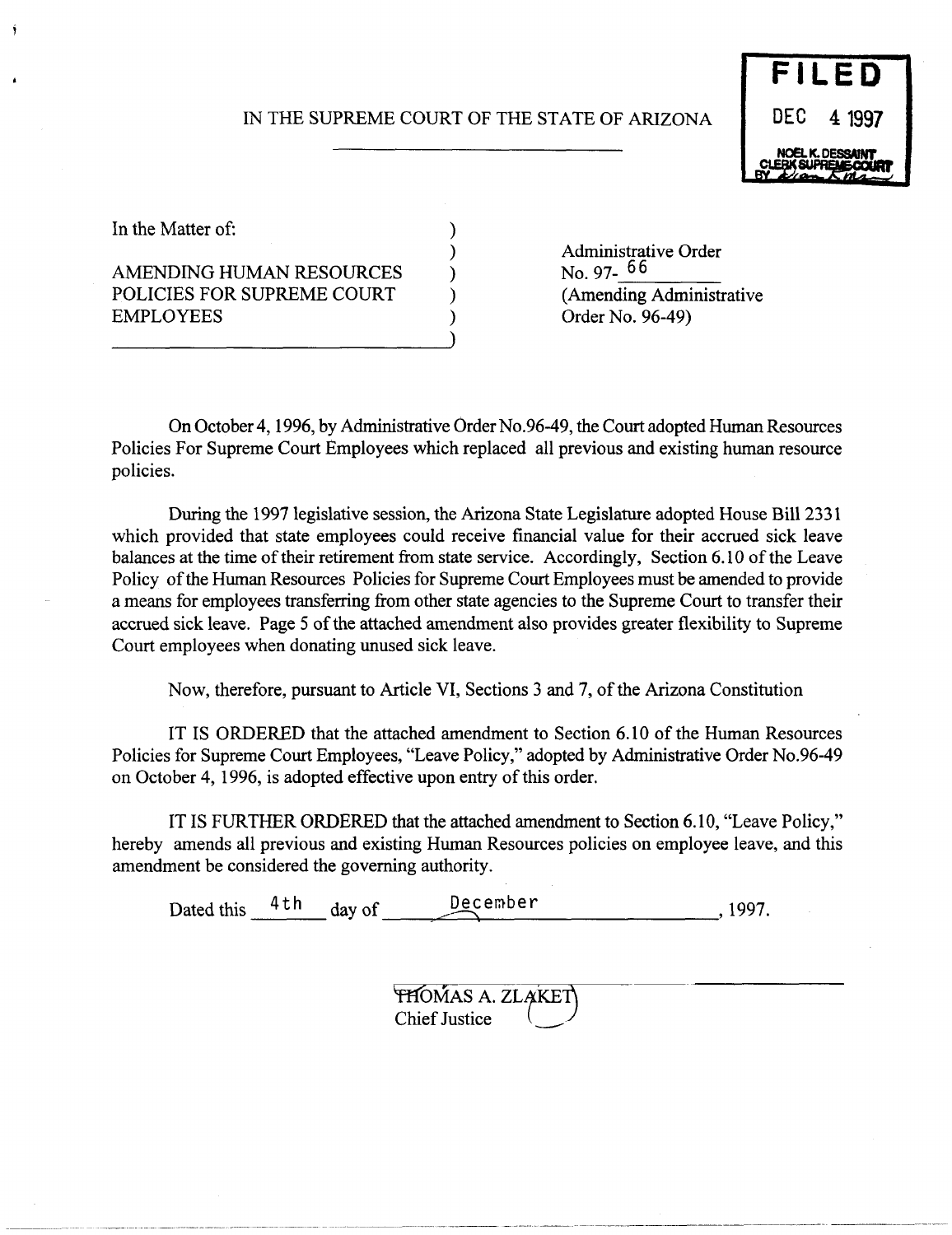FILED

DEC 4 1997

NOEL K. DESSAINT
CLERK SUPREME COURT
BY

IN THE SUPREME COURT OF THE STATE OF ARIZONA

In the Matter of:

AMENDING HUMAN RESOURCES POLICIES FOR SUPREME COURT EMPLOYEES

Administrative Order No. 97- 66
(Amending Administrative Order No. 96-49)

On October 4, 1996, by Administrative Order No.96-49, the Court adopted Human Resources Policies For Supreme Court Employees which replaced all previous and existing human resource policies.

During the 1997 legislative session, the Arizona State Legislature adopted House Bill 2331 which provided that state employees could receive financial value for their accrued sick leave balances at the time of their retirement from state service. Accordingly, Section 6.10 of the Leave Policy of the Human Resources Policies for Supreme Court Employees must be amended to provide a means for employees transferring from other state agencies to the Supreme Court to transfer their accrued sick leave. Page 5 of the attached amendment also provides greater flexibility to Supreme Court employees when donating unused sick leave.

Now, therefore, pursuant to Article VI, Sections 3 and 7, of the Arizona Constitution

IT IS ORDERED that the attached amendment to Section 6.10 of the Human Resources Policies for Supreme Court Employees, "Leave Policy," adopted by Administrative Order No.96-49 on October 4, 1996, is adopted effective upon entry of this order.

IT IS FURTHER ORDERED that the attached amendment to Section 6.10, "Leave Policy," hereby amends all previous and existing Human Resources policies on employee leave, and this amendment be considered the governing authority.

Dated this 4th day of December, 1997.

THOMAS A. ZLAKET
Chief Justice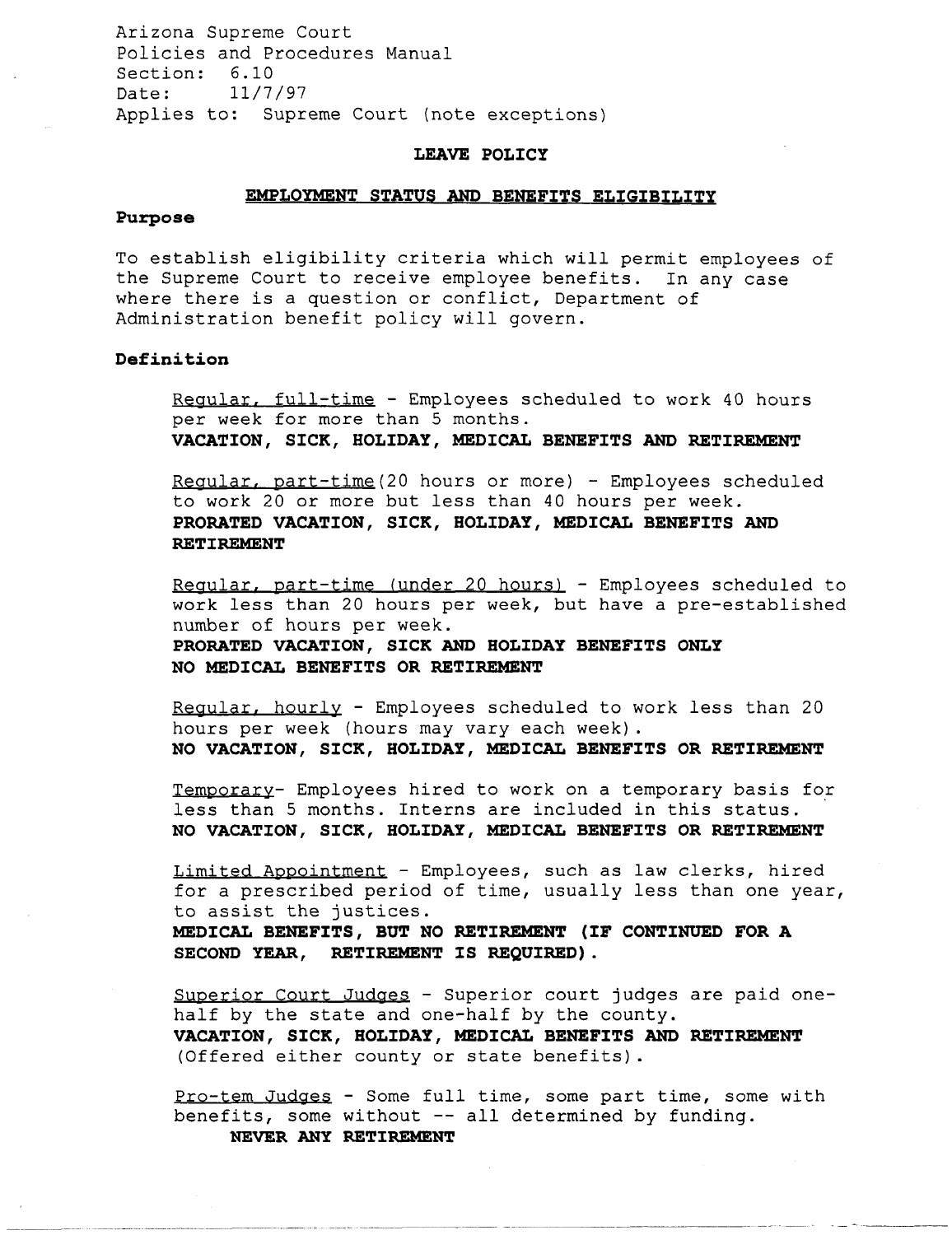Arizona Supreme Court
Policies and Procedures Manual
Section: 6.10
Date: 11/7/97
Applies to: Supreme Court (note exceptions)

# LEAVE POLICY

## EMPLOYMENT STATUS AND BENEFITS ELIGIBILITY

### Purpose

To establish eligibility criteria which will permit employees of the Supreme Court to receive employee benefits. In any case where there is a question or conflict, Department of Administration benefit policy will govern.

### Definition

Regular, full-time - Employees scheduled to work 40 hours per week for more than 5 months.
**VACATION, SICK, HOLIDAY, MEDICAL BENEFITS AND RETIREMENT**

Regular, part-time(20 hours or more) - Employees scheduled to work 20 or more but less than 40 hours per week.
**PRORATED VACATION, SICK, HOLIDAY, MEDICAL BENEFITS AND RETIREMENT**

Regular, part-time (under 20 hours) - Employees scheduled to work less than 20 hours per week, but have a pre-established number of hours per week.
**PRORATED VACATION, SICK AND HOLIDAY BENEFITS ONLY**
**NO MEDICAL BENEFITS OR RETIREMENT**

Regular, hourly - Employees scheduled to work less than 20 hours per week (hours may vary each week).
**NO VACATION, SICK, HOLIDAY, MEDICAL BENEFITS OR RETIREMENT**

Temporary- Employees hired to work on a temporary basis for less than 5 months. Interns are included in this status.
**NO VACATION, SICK, HOLIDAY, MEDICAL BENEFITS OR RETIREMENT**

Limited Appointment - Employees, such as law clerks, hired for a prescribed period of time, usually less than one year, to assist the justices.
**MEDICAL BENEFITS, BUT NO RETIREMENT (IF CONTINUED FOR A SECOND YEAR, RETIREMENT IS REQUIRED).**

Superior Court Judges - Superior court judges are paid one-half by the state and one-half by the county.
**VACATION, SICK, HOLIDAY, MEDICAL BENEFITS AND RETIREMENT** (Offered either county or state benefits).

Pro-tem Judges - Some full time, some part time, some with benefits, some without -- all determined by funding.
**NEVER ANY RETIREMENT**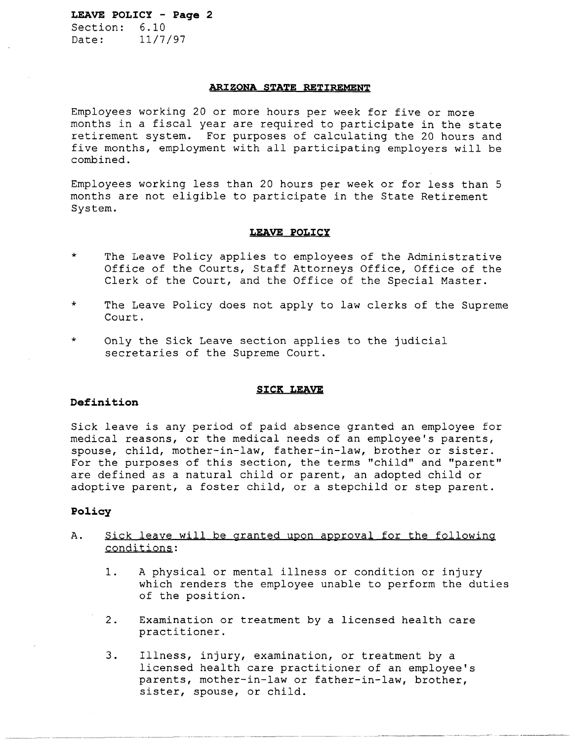## ARIZONA STATE RETIREMENT

Employees working 20 or more hours per week for five or more months in a fiscal year are required to participate in the state retirement system. For purposes of calculating the 20 hours and five months, employment with all participating employers will be combined.

Employees working less than 20 hours per week or for less than 5 months are not eligible to participate in the State Retirement System.

## LEAVE POLICY

- The Leave Policy applies to employees of the Administrative Office of the Courts, Staff Attorneys Office, Office of the Clerk of the Court, and the Office of the Special Master.
- The Leave Policy does not apply to law clerks of the Supreme Court.
- Only the Sick Leave section applies to the judicial secretaries of the Supreme Court.

## SICK LEAVE

### Definition

Sick leave is any period of paid absence granted an employee for medical reasons, or the medical needs of an employee's parents, spouse, child, mother-in-law, father-in-law, brother or sister. For the purposes of this section, the terms "child" and "parent" are defined as a natural child or parent, an adopted child or adoptive parent, a foster child, or a stepchild or step parent.

### Policy

A. Sick leave will be granted upon approval for the following conditions:

1. A physical or mental illness or condition or injury which renders the employee unable to perform the duties of the position.
2. Examination or treatment by a licensed health care practitioner.
3. Illness, injury, examination, or treatment by a licensed health care practitioner of an employee's parents, mother-in-law or father-in-law, brother, sister, spouse, or child.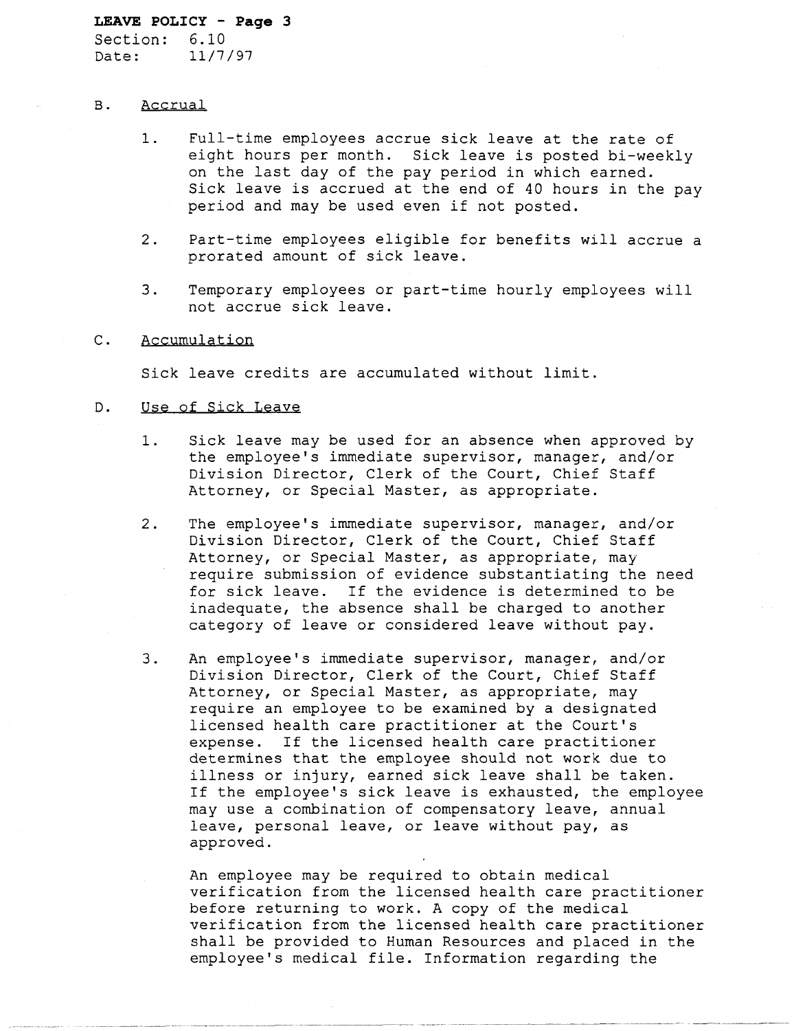B. Accrual

1. Full-time employees accrue sick leave at the rate of eight hours per month. Sick leave is posted bi-weekly on the last day of the pay period in which earned. Sick leave is accrued at the end of 40 hours in the pay period and may be used even if not posted.

2. Part-time employees eligible for benefits will accrue a prorated amount of sick leave.

3. Temporary employees or part-time hourly employees will not accrue sick leave.

C. Accumulation

Sick leave credits are accumulated without limit.

D. Use of Sick Leave

1. Sick leave may be used for an absence when approved by the employee's immediate supervisor, manager, and/or Division Director, Clerk of the Court, Chief Staff Attorney, or Special Master, as appropriate.

2. The employee's immediate supervisor, manager, and/or Division Director, Clerk of the Court, Chief Staff Attorney, or Special Master, as appropriate, may require submission of evidence substantiating the need for sick leave. If the evidence is determined to be inadequate, the absence shall be charged to another category of leave or considered leave without pay.

3. An employee's immediate supervisor, manager, and/or Division Director, Clerk of the Court, Chief Staff Attorney, or Special Master, as appropriate, may require an employee to be examined by a designated licensed health care practitioner at the Court's expense. If the licensed health care practitioner determines that the employee should not work due to illness or injury, earned sick leave shall be taken. If the employee's sick leave is exhausted, the employee may use a combination of compensatory leave, annual leave, personal leave, or leave without pay, as approved.

   An employee may be required to obtain medical verification from the licensed health care practitioner before returning to work. A copy of the medical verification from the licensed health care practitioner shall be provided to Human Resources and placed in the employee's medical file. Information regarding the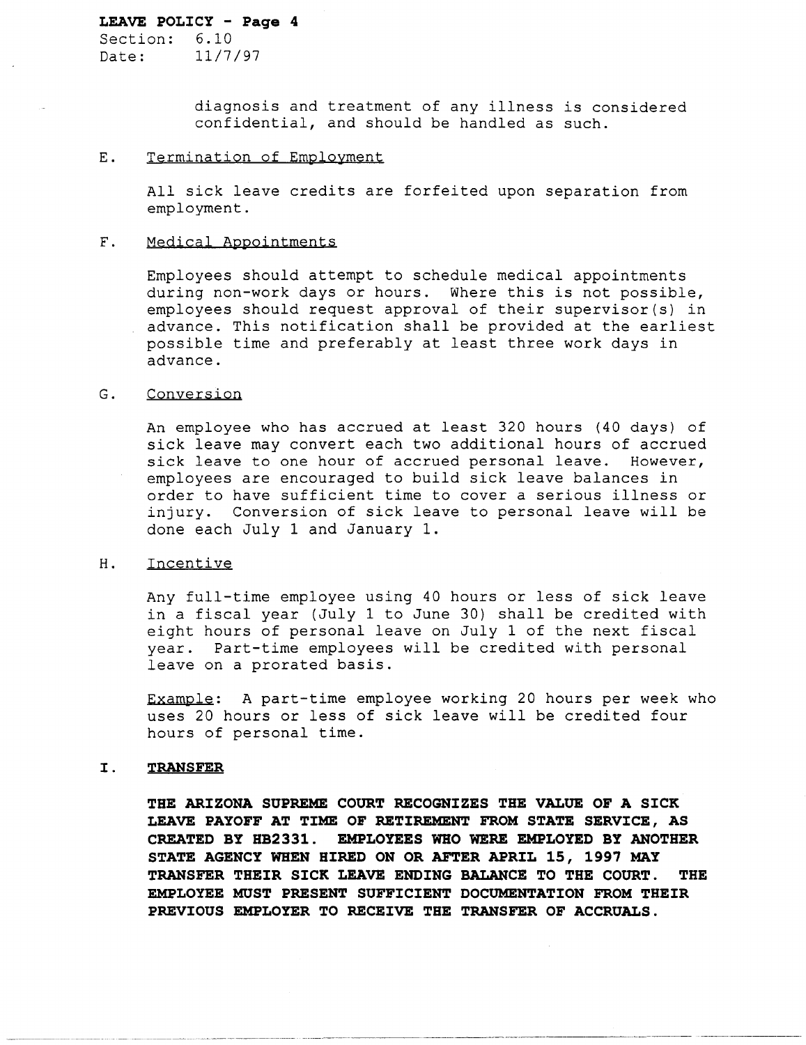diagnosis and treatment of any illness is considered confidential, and should be handled as such.

E. Termination of Employment

All sick leave credits are forfeited upon separation from employment.

F. Medical Appointments

Employees should attempt to schedule medical appointments during non-work days or hours. Where this is not possible, employees should request approval of their supervisor(s) in advance. This notification shall be provided at the earliest possible time and preferably at least three work days in advance.

G. Conversion

An employee who has accrued at least 320 hours (40 days) of sick leave may convert each two additional hours of accrued sick leave to one hour of accrued personal leave. However, employees are encouraged to build sick leave balances in order to have sufficient time to cover a serious illness or injury. Conversion of sick leave to personal leave will be done each July 1 and January 1.

H. Incentive

Any full-time employee using 40 hours or less of sick leave in a fiscal year (July 1 to June 30) shall be credited with eight hours of personal leave on July 1 of the next fiscal year. Part-time employees will be credited with personal leave on a prorated basis.

Example: A part-time employee working 20 hours per week who uses 20 hours or less of sick leave will be credited four hours of personal time.

**I. TRANSFER**

**THE ARIZONA SUPREME COURT RECOGNIZES THE VALUE OF A SICK LEAVE PAYOFF AT TIME OF RETIREMENT FROM STATE SERVICE, AS CREATED BY HB2331. EMPLOYEES WHO WERE EMPLOYED BY ANOTHER STATE AGENCY WHEN HIRED ON OR AFTER APRIL 15, 1997 MAY TRANSFER THEIR SICK LEAVE ENDING BALANCE TO THE COURT. THE EMPLOYEE MUST PRESENT SUFFICIENT DOCUMENTATION FROM THEIR PREVIOUS EMPLOYER TO RECEIVE THE TRANSFER OF ACCRUALS.**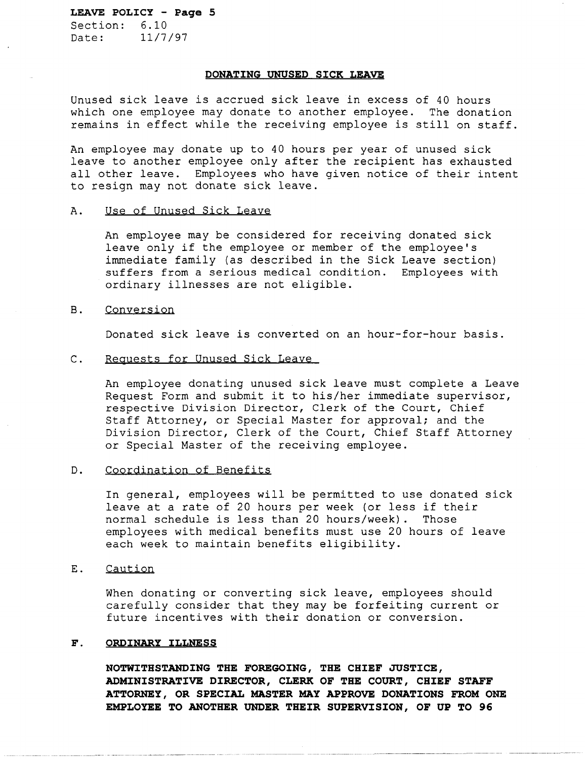**LEAVE POLICY - Page 5**
Section: 6.10
Date: 11/7/97

## DONATING UNUSED SICK LEAVE

Unused sick leave is accrued sick leave in excess of 40 hours which one employee may donate to another employee. The donation remains in effect while the receiving employee is still on staff.

An employee may donate up to 40 hours per year of unused sick leave to another employee only after the recipient has exhausted all other leave. Employees who have given notice of their intent to resign may not donate sick leave.

A. Use of Unused Sick Leave

An employee may be considered for receiving donated sick leave only if the employee or member of the employee's immediate family (as described in the Sick Leave section) suffers from a serious medical condition. Employees with ordinary illnesses are not eligible.

B. Conversion

Donated sick leave is converted on an hour-for-hour basis.

C. Requests for Unused Sick Leave

An employee donating unused sick leave must complete a Leave Request Form and submit it to his/her immediate supervisor, respective Division Director, Clerk of the Court, Chief Staff Attorney, or Special Master for approval; and the Division Director, Clerk of the Court, Chief Staff Attorney or Special Master of the receiving employee.

D. Coordination of Benefits

In general, employees will be permitted to use donated sick leave at a rate of 20 hours per week (or less if their normal schedule is less than 20 hours/week). Those employees with medical benefits must use 20 hours of leave each week to maintain benefits eligibility.

E. Caution

When donating or converting sick leave, employees should carefully consider that they may be forfeiting current or future incentives with their donation or conversion.

**F. ORDINARY ILLNESS**

**NOTWITHSTANDING THE FOREGOING, THE CHIEF JUSTICE, ADMINISTRATIVE DIRECTOR, CLERK OF THE COURT, CHIEF STAFF ATTORNEY, OR SPECIAL MASTER MAY APPROVE DONATIONS FROM ONE EMPLOYEE TO ANOTHER UNDER THEIR SUPERVISION, OF UP TO 96**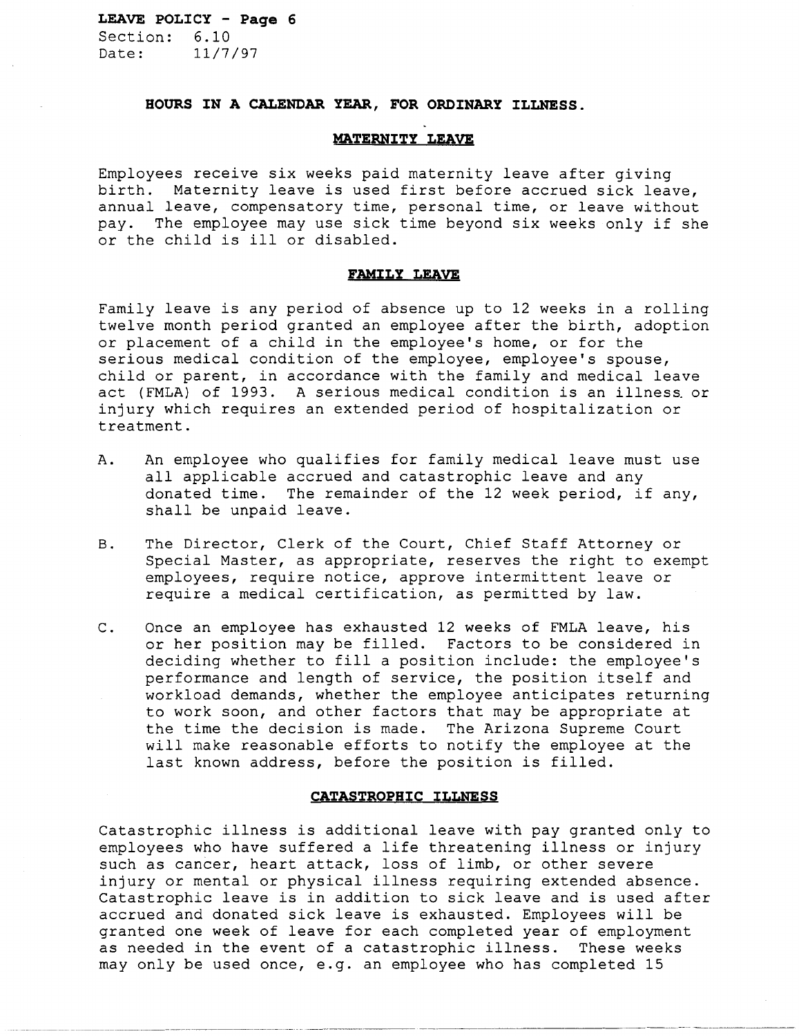**HOURS IN A CALENDAR YEAR, FOR ORDINARY ILLNESS.**

## MATERNITY LEAVE

Employees receive six weeks paid maternity leave after giving birth. Maternity leave is used first before accrued sick leave, annual leave, compensatory time, personal time, or leave without pay. The employee may use sick time beyond six weeks only if she or the child is ill or disabled.

## FAMILY LEAVE

Family leave is any period of absence up to 12 weeks in a rolling twelve month period granted an employee after the birth, adoption or placement of a child in the employee's home, or for the serious medical condition of the employee, employee's spouse, child or parent, in accordance with the family and medical leave act (FMLA) of 1993. A serious medical condition is an illness or injury which requires an extended period of hospitalization or treatment.

A. An employee who qualifies for family medical leave must use all applicable accrued and catastrophic leave and any donated time. The remainder of the 12 week period, if any, shall be unpaid leave.

B. The Director, Clerk of the Court, Chief Staff Attorney or Special Master, as appropriate, reserves the right to exempt employees, require notice, approve intermittent leave or require a medical certification, as permitted by law.

C. Once an employee has exhausted 12 weeks of FMLA leave, his or her position may be filled. Factors to be considered in deciding whether to fill a position include: the employee's performance and length of service, the position itself and workload demands, whether the employee anticipates returning to work soon, and other factors that may be appropriate at the time the decision is made. The Arizona Supreme Court will make reasonable efforts to notify the employee at the last known address, before the position is filled.

## CATASTROPHIC ILLNESS

Catastrophic illness is additional leave with pay granted only to employees who have suffered a life threatening illness or injury such as cancer, heart attack, loss of limb, or other severe injury or mental or physical illness requiring extended absence. Catastrophic leave is in addition to sick leave and is used after accrued and donated sick leave is exhausted. Employees will be granted one week of leave for each completed year of employment as needed in the event of a catastrophic illness. These weeks may only be used once, e.g. an employee who has completed 15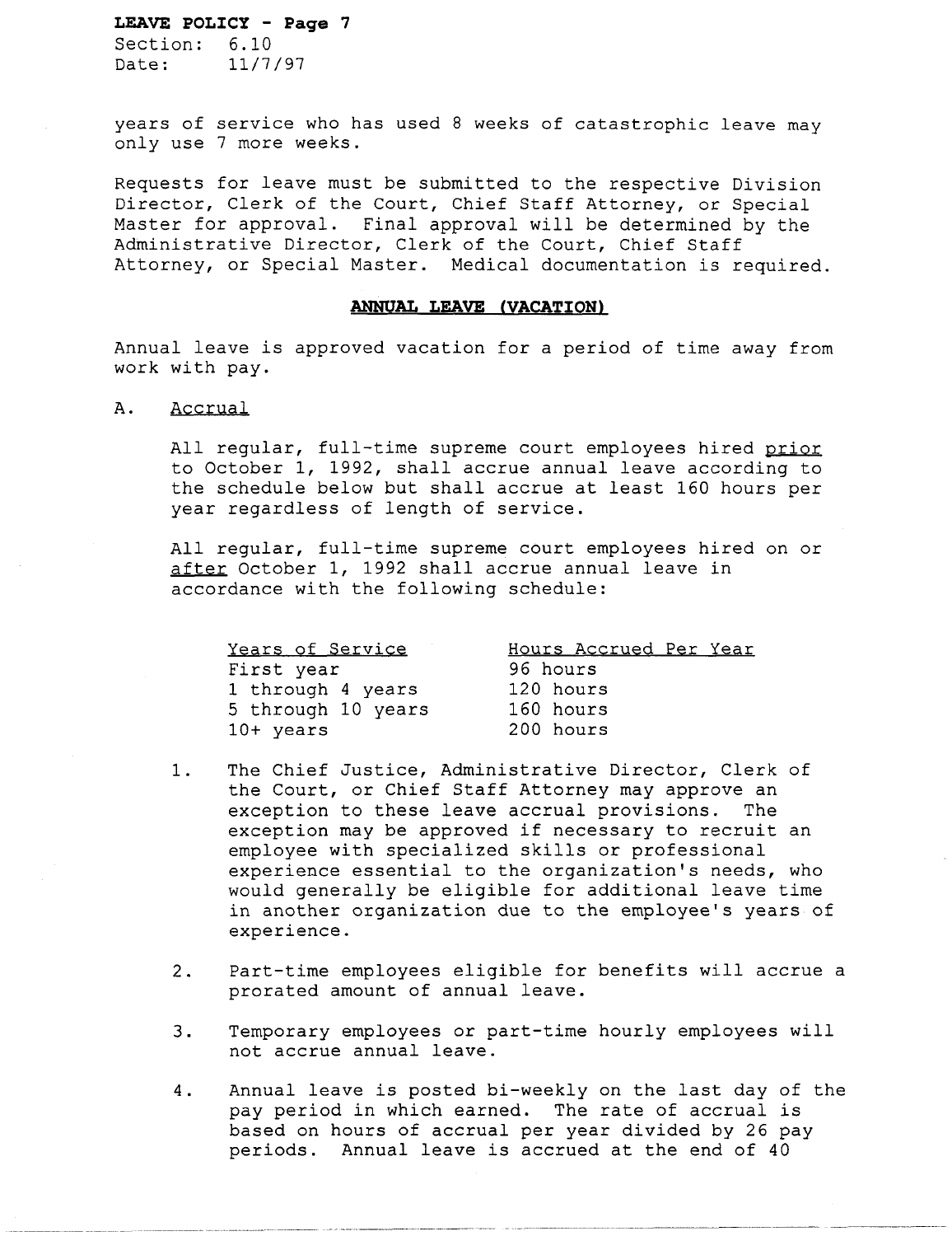years of service who has used 8 weeks of catastrophic leave may only use 7 more weeks.

Requests for leave must be submitted to the respective Division Director, Clerk of the Court, Chief Staff Attorney, or Special Master for approval. Final approval will be determined by the Administrative Director, Clerk of the Court, Chief Staff Attorney, or Special Master. Medical documentation is required.

## ANNUAL LEAVE (VACATION)

Annual leave is approved vacation for a period of time away from work with pay.

A. Accrual

All regular, full-time supreme court employees hired prior to October 1, 1992, shall accrue annual leave according to the schedule below but shall accrue at least 160 hours per year regardless of length of service.

All regular, full-time supreme court employees hired on or after October 1, 1992 shall accrue annual leave in accordance with the following schedule:

| Years of Service | Hours Accrued Per Year |
|---|---|
| First year | 96 hours |
| 1 through 4 years | 120 hours |
| 5 through 10 years | 160 hours |
| 10+ years | 200 hours |

1. The Chief Justice, Administrative Director, Clerk of the Court, or Chief Staff Attorney may approve an exception to these leave accrual provisions. The exception may be approved if necessary to recruit an employee with specialized skills or professional experience essential to the organization's needs, who would generally be eligible for additional leave time in another organization due to the employee's years of experience.

2. Part-time employees eligible for benefits will accrue a prorated amount of annual leave.

3. Temporary employees or part-time hourly employees will not accrue annual leave.

4. Annual leave is posted bi-weekly on the last day of the pay period in which earned. The rate of accrual is based on hours of accrual per year divided by 26 pay periods. Annual leave is accrued at the end of 40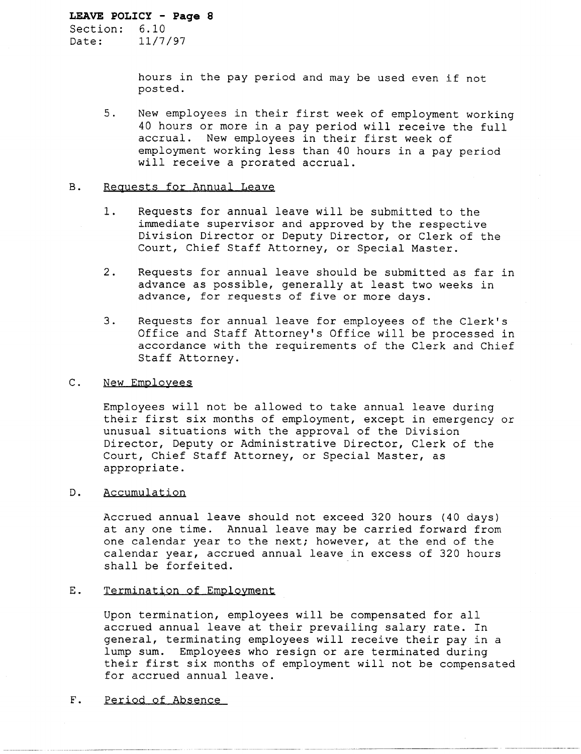hours in the pay period and may be used even if not posted.

5. New employees in their first week of employment working 40 hours or more in a pay period will receive the full accrual. New employees in their first week of employment working less than 40 hours in a pay period will receive a prorated accrual.

B. Requests for Annual Leave

1. Requests for annual leave will be submitted to the immediate supervisor and approved by the respective Division Director or Deputy Director, or Clerk of the Court, Chief Staff Attorney, or Special Master.

2. Requests for annual leave should be submitted as far in advance as possible, generally at least two weeks in advance, for requests of five or more days.

3. Requests for annual leave for employees of the Clerk's Office and Staff Attorney's Office will be processed in accordance with the requirements of the Clerk and Chief Staff Attorney.

C. New Employees

Employees will not be allowed to take annual leave during their first six months of employment, except in emergency or unusual situations with the approval of the Division Director, Deputy or Administrative Director, Clerk of the Court, Chief Staff Attorney, or Special Master, as appropriate.

D. Accumulation

Accrued annual leave should not exceed 320 hours (40 days) at any one time. Annual leave may be carried forward from one calendar year to the next; however, at the end of the calendar year, accrued annual leave in excess of 320 hours shall be forfeited.

E. Termination of Employment

Upon termination, employees will be compensated for all accrued annual leave at their prevailing salary rate. In general, terminating employees will receive their pay in a lump sum. Employees who resign or are terminated during their first six months of employment will not be compensated for accrued annual leave.

F. Period of Absence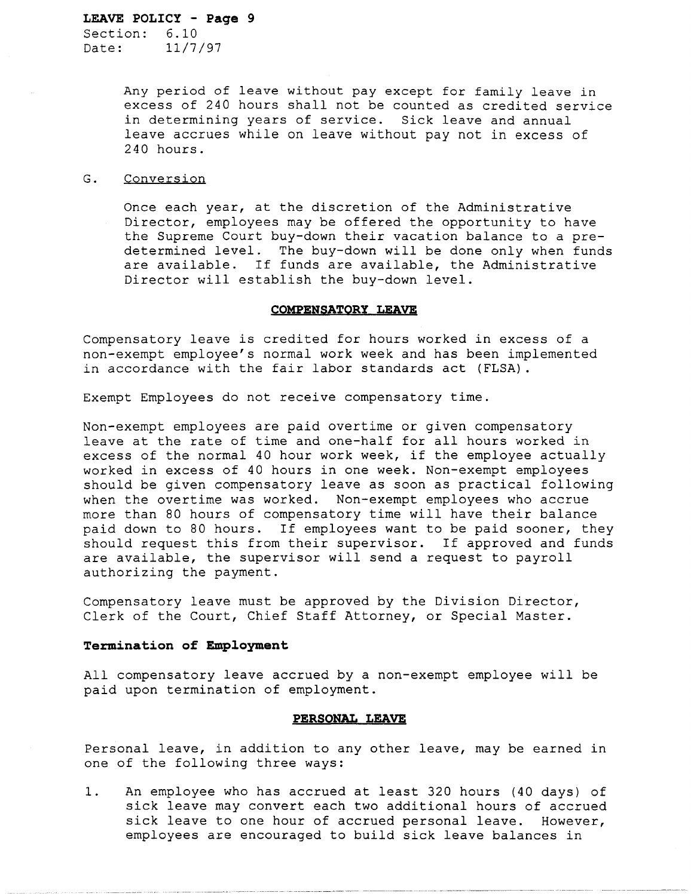Any period of leave without pay except for family leave in excess of 240 hours shall not be counted as credited service in determining years of service. Sick leave and annual leave accrues while on leave without pay not in excess of 240 hours.

G. Conversion

Once each year, at the discretion of the Administrative Director, employees may be offered the opportunity to have the Supreme Court buy-down their vacation balance to a pre-determined level. The buy-down will be done only when funds are available. If funds are available, the Administrative Director will establish the buy-down level.

## COMPENSATORY LEAVE

Compensatory leave is credited for hours worked in excess of a non-exempt employee's normal work week and has been implemented in accordance with the fair labor standards act (FLSA).

Exempt Employees do not receive compensatory time.

Non-exempt employees are paid overtime or given compensatory leave at the rate of time and one-half for all hours worked in excess of the normal 40 hour work week, if the employee actually worked in excess of 40 hours in one week. Non-exempt employees should be given compensatory leave as soon as practical following when the overtime was worked. Non-exempt employees who accrue more than 80 hours of compensatory time will have their balance paid down to 80 hours. If employees want to be paid sooner, they should request this from their supervisor. If approved and funds are available, the supervisor will send a request to payroll authorizing the payment.

Compensatory leave must be approved by the Division Director, Clerk of the Court, Chief Staff Attorney, or Special Master.

### Termination of Employment

All compensatory leave accrued by a non-exempt employee will be paid upon termination of employment.

## PERSONAL LEAVE

Personal leave, in addition to any other leave, may be earned in one of the following three ways:

1. An employee who has accrued at least 320 hours (40 days) of sick leave may convert each two additional hours of accrued sick leave to one hour of accrued personal leave. However, employees are encouraged to build sick leave balances in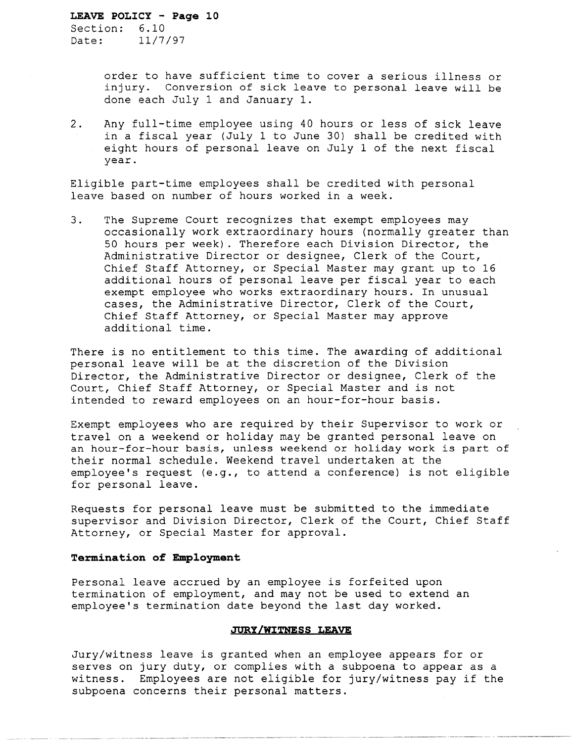order to have sufficient time to cover a serious illness or injury. Conversion of sick leave to personal leave will be done each July 1 and January 1.

2. Any full-time employee using 40 hours or less of sick leave in a fiscal year (July 1 to June 30) shall be credited with eight hours of personal leave on July 1 of the next fiscal year.

Eligible part-time employees shall be credited with personal leave based on number of hours worked in a week.

3. The Supreme Court recognizes that exempt employees may occasionally work extraordinary hours (normally greater than 50 hours per week). Therefore each Division Director, the Administrative Director or designee, Clerk of the Court, Chief Staff Attorney, or Special Master may grant up to 16 additional hours of personal leave per fiscal year to each exempt employee who works extraordinary hours. In unusual cases, the Administrative Director, Clerk of the Court, Chief Staff Attorney, or Special Master may approve additional time.

There is no entitlement to this time. The awarding of additional personal leave will be at the discretion of the Division Director, the Administrative Director or designee, Clerk of the Court, Chief Staff Attorney, or Special Master and is not intended to reward employees on an hour-for-hour basis.

Exempt employees who are required by their Supervisor to work or travel on a weekend or holiday may be granted personal leave on an hour-for-hour basis, unless weekend or holiday work is part of their normal schedule. Weekend travel undertaken at the employee's request (e.g., to attend a conference) is not eligible for personal leave.

Requests for personal leave must be submitted to the immediate supervisor and Division Director, Clerk of the Court, Chief Staff Attorney, or Special Master for approval.

**Termination of Employment**

Personal leave accrued by an employee is forfeited upon termination of employment, and may not be used to extend an employee's termination date beyond the last day worked.

## JURY/WITNESS LEAVE

Jury/witness leave is granted when an employee appears for or serves on jury duty, or complies with a subpoena to appear as a witness. Employees are not eligible for jury/witness pay if the subpoena concerns their personal matters.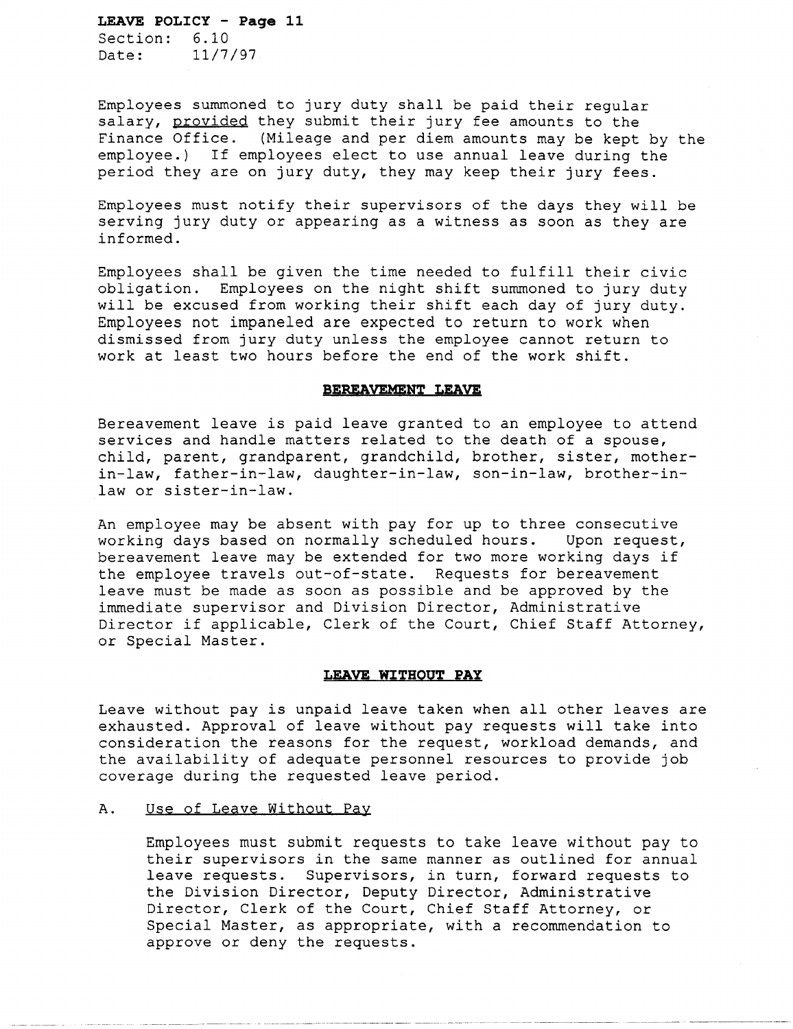Employees summoned to jury duty shall be paid their regular salary, provided they submit their jury fee amounts to the Finance Office. (Mileage and per diem amounts may be kept by the employee.) If employees elect to use annual leave during the period they are on jury duty, they may keep their jury fees.

Employees must notify their supervisors of the days they will be serving jury duty or appearing as a witness as soon as they are informed.

Employees shall be given the time needed to fulfill their civic obligation. Employees on the night shift summoned to jury duty will be excused from working their shift each day of jury duty. Employees not impaneled are expected to return to work when dismissed from jury duty unless the employee cannot return to work at least two hours before the end of the work shift.

## BEREAVEMENT LEAVE

Bereavement leave is paid leave granted to an employee to attend services and handle matters related to the death of a spouse, child, parent, grandparent, grandchild, brother, sister, mother-in-law, father-in-law, daughter-in-law, son-in-law, brother-in-law or sister-in-law.

An employee may be absent with pay for up to three consecutive working days based on normally scheduled hours. Upon request, bereavement leave may be extended for two more working days if the employee travels out-of-state. Requests for bereavement leave must be made as soon as possible and be approved by the immediate supervisor and Division Director, Administrative Director if applicable, Clerk of the Court, Chief Staff Attorney, or Special Master.

## LEAVE WITHOUT PAY

Leave without pay is unpaid leave taken when all other leaves are exhausted. Approval of leave without pay requests will take into consideration the reasons for the request, workload demands, and the availability of adequate personnel resources to provide job coverage during the requested leave period.

### A. Use of Leave Without Pay

Employees must submit requests to take leave without pay to their supervisors in the same manner as outlined for annual leave requests. Supervisors, in turn, forward requests to the Division Director, Deputy Director, Administrative Director, Clerk of the Court, Chief Staff Attorney, or Special Master, as appropriate, with a recommendation to approve or deny the requests.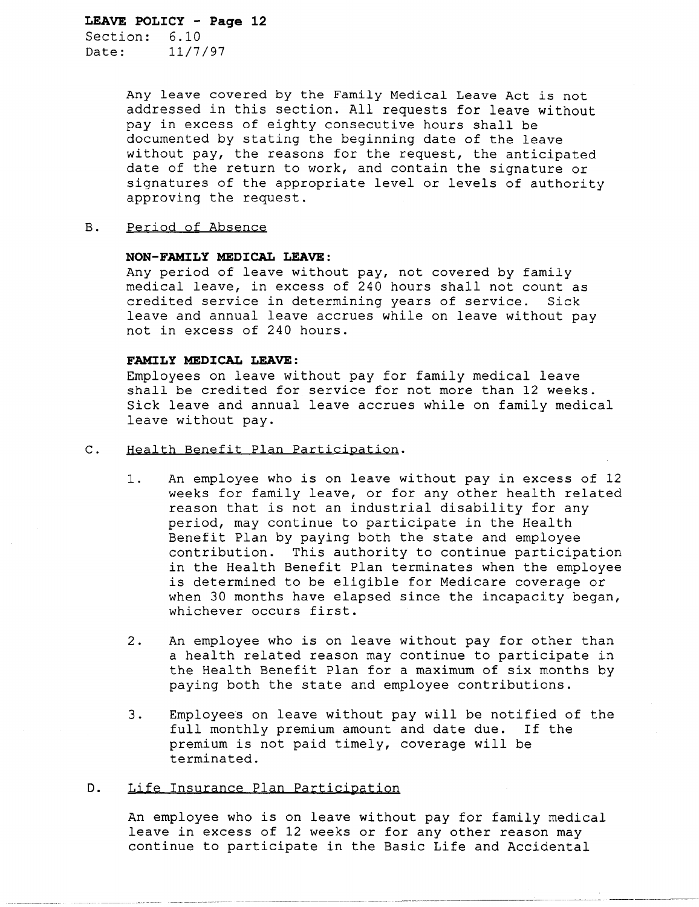Any leave covered by the Family Medical Leave Act is not addressed in this section. All requests for leave without pay in excess of eighty consecutive hours shall be documented by stating the beginning date of the leave without pay, the reasons for the request, the anticipated date of the return to work, and contain the signature or signatures of the appropriate level or levels of authority approving the request.

B. Period of Absence

**NON-FAMILY MEDICAL LEAVE:**
Any period of leave without pay, not covered by family medical leave, in excess of 240 hours shall not count as credited service in determining years of service. Sick leave and annual leave accrues while on leave without pay not in excess of 240 hours.

**FAMILY MEDICAL LEAVE:**
Employees on leave without pay for family medical leave shall be credited for service for not more than 12 weeks. Sick leave and annual leave accrues while on family medical leave without pay.

C. Health Benefit Plan Participation.

1. An employee who is on leave without pay in excess of 12 weeks for family leave, or for any other health related reason that is not an industrial disability for any period, may continue to participate in the Health Benefit Plan by paying both the state and employee contribution. This authority to continue participation in the Health Benefit Plan terminates when the employee is determined to be eligible for Medicare coverage or when 30 months have elapsed since the incapacity began, whichever occurs first.

2. An employee who is on leave without pay for other than a health related reason may continue to participate in the Health Benefit Plan for a maximum of six months by paying both the state and employee contributions.

3. Employees on leave without pay will be notified of the full monthly premium amount and date due. If the premium is not paid timely, coverage will be terminated.

D. Life Insurance Plan Participation

An employee who is on leave without pay for family medical leave in excess of 12 weeks or for any other reason may continue to participate in the Basic Life and Accidental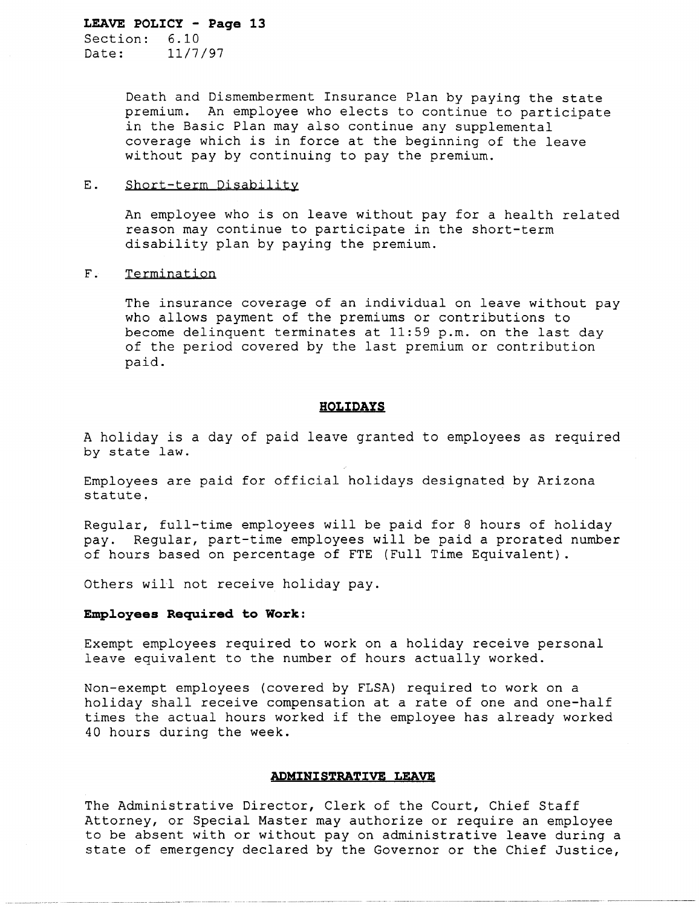Death and Dismemberment Insurance Plan by paying the state premium. An employee who elects to continue to participate in the Basic Plan may also continue any supplemental coverage which is in force at the beginning of the leave without pay by continuing to pay the premium.

E. Short-term Disability

An employee who is on leave without pay for a health related reason may continue to participate in the short-term disability plan by paying the premium.

F. Termination

The insurance coverage of an individual on leave without pay who allows payment of the premiums or contributions to become delinquent terminates at 11:59 p.m. on the last day of the period covered by the last premium or contribution paid.

## HOLIDAYS

A holiday is a day of paid leave granted to employees as required by state law.

Employees are paid for official holidays designated by Arizona statute.

Regular, full-time employees will be paid for 8 hours of holiday pay. Regular, part-time employees will be paid a prorated number of hours based on percentage of FTE (Full Time Equivalent).

Others will not receive holiday pay.

**Employees Required to Work:**

Exempt employees required to work on a holiday receive personal leave equivalent to the number of hours actually worked.

Non-exempt employees (covered by FLSA) required to work on a holiday shall receive compensation at a rate of one and one-half times the actual hours worked if the employee has already worked 40 hours during the week.

## ADMINISTRATIVE LEAVE

The Administrative Director, Clerk of the Court, Chief Staff Attorney, or Special Master may authorize or require an employee to be absent with or without pay on administrative leave during a state of emergency declared by the Governor or the Chief Justice,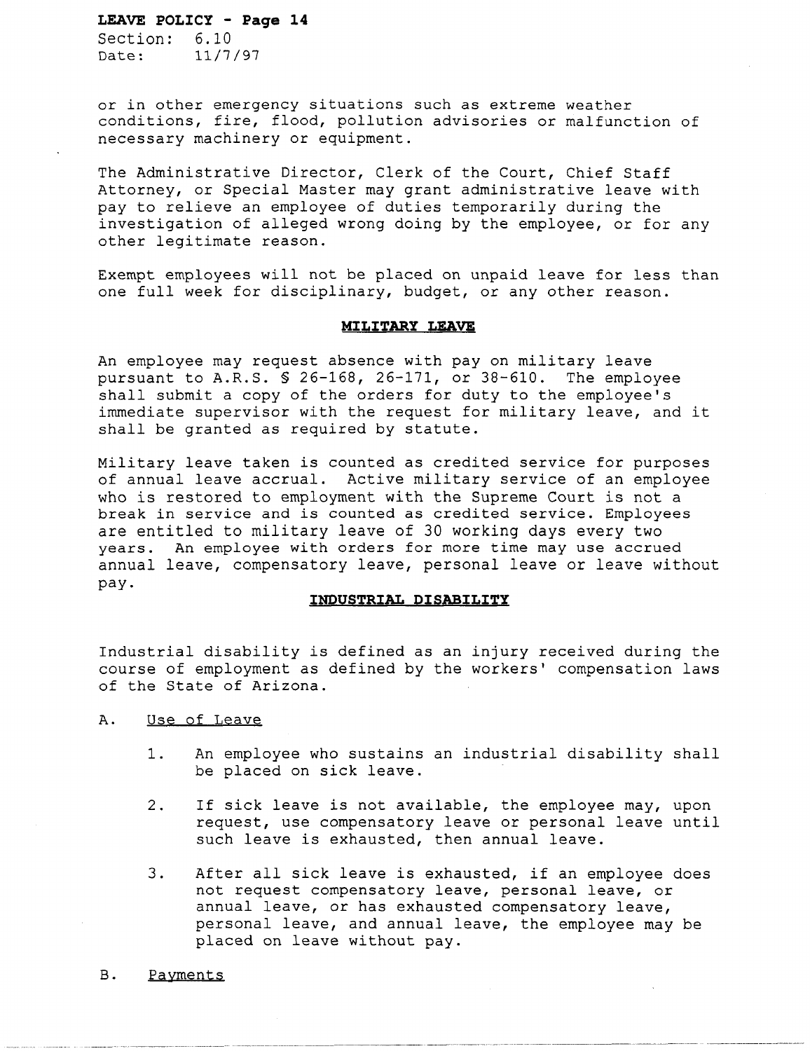or in other emergency situations such as extreme weather conditions, fire, flood, pollution advisories or malfunction of necessary machinery or equipment.

The Administrative Director, Clerk of the Court, Chief Staff Attorney, or Special Master may grant administrative leave with pay to relieve an employee of duties temporarily during the investigation of alleged wrong doing by the employee, or for any other legitimate reason.

Exempt employees will not be placed on unpaid leave for less than one full week for disciplinary, budget, or any other reason.

## MILITARY LEAVE

An employee may request absence with pay on military leave pursuant to A.R.S. § 26-168, 26-171, or 38-610. The employee shall submit a copy of the orders for duty to the employee's immediate supervisor with the request for military leave, and it shall be granted as required by statute.

Military leave taken is counted as credited service for purposes of annual leave accrual. Active military service of an employee who is restored to employment with the Supreme Court is not a break in service and is counted as credited service. Employees are entitled to military leave of 30 working days every two years. An employee with orders for more time may use accrued annual leave, compensatory leave, personal leave or leave without pay.

## INDUSTRIAL DISABILITY

Industrial disability is defined as an injury received during the course of employment as defined by the workers' compensation laws of the State of Arizona.

A. Use of Leave

1. An employee who sustains an industrial disability shall be placed on sick leave.

2. If sick leave is not available, the employee may, upon request, use compensatory leave or personal leave until such leave is exhausted, then annual leave.

3. After all sick leave is exhausted, if an employee does not request compensatory leave, personal leave, or annual leave, or has exhausted compensatory leave, personal leave, and annual leave, the employee may be placed on leave without pay.

B. Payments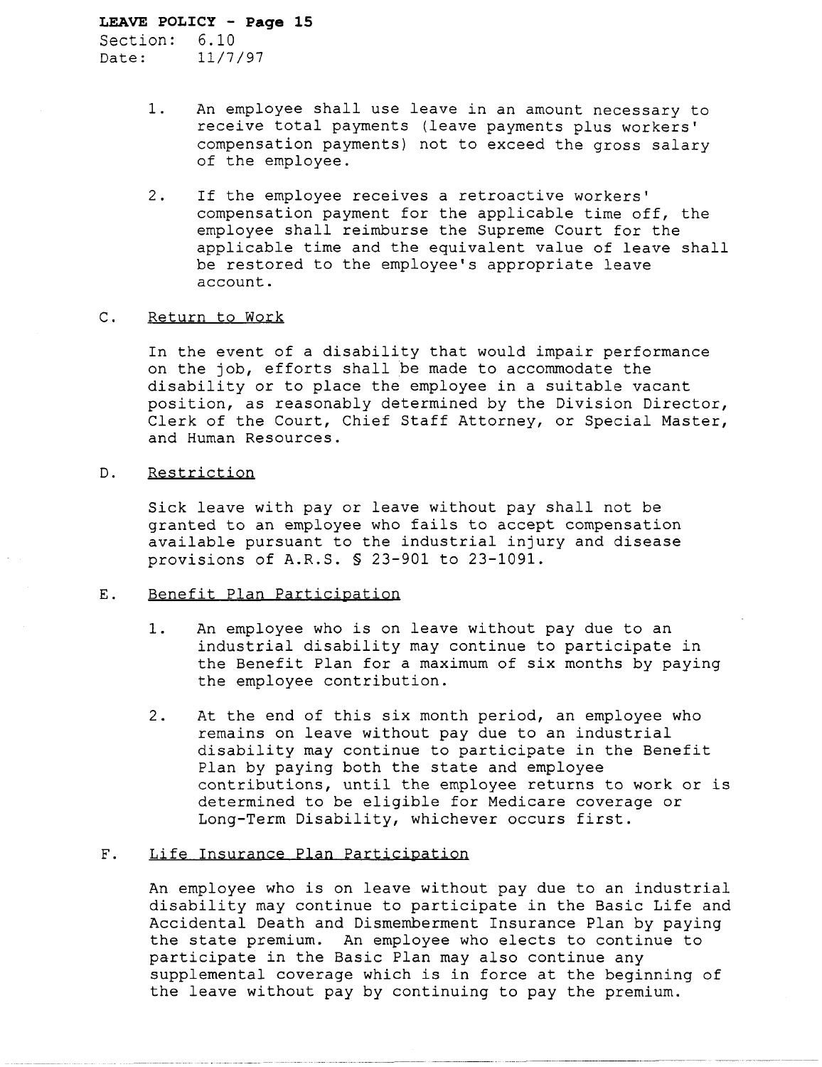1. An employee shall use leave in an amount necessary to receive total payments (leave payments plus workers' compensation payments) not to exceed the gross salary of the employee.

2. If the employee receives a retroactive workers' compensation payment for the applicable time off, the employee shall reimburse the Supreme Court for the applicable time and the equivalent value of leave shall be restored to the employee's appropriate leave account.

C. Return to Work

In the event of a disability that would impair performance on the job, efforts shall be made to accommodate the disability or to place the employee in a suitable vacant position, as reasonably determined by the Division Director, Clerk of the Court, Chief Staff Attorney, or Special Master, and Human Resources.

D. Restriction

Sick leave with pay or leave without pay shall not be granted to an employee who fails to accept compensation available pursuant to the industrial injury and disease provisions of A.R.S. § 23-901 to 23-1091.

E. Benefit Plan Participation

1. An employee who is on leave without pay due to an industrial disability may continue to participate in the Benefit Plan for a maximum of six months by paying the employee contribution.

2. At the end of this six month period, an employee who remains on leave without pay due to an industrial disability may continue to participate in the Benefit Plan by paying both the state and employee contributions, until the employee returns to work or is determined to be eligible for Medicare coverage or Long-Term Disability, whichever occurs first.

F. Life Insurance Plan Participation

An employee who is on leave without pay due to an industrial disability may continue to participate in the Basic Life and Accidental Death and Dismemberment Insurance Plan by paying the state premium. An employee who elects to continue to participate in the Basic Plan may also continue any supplemental coverage which is in force at the beginning of the leave without pay by continuing to pay the premium.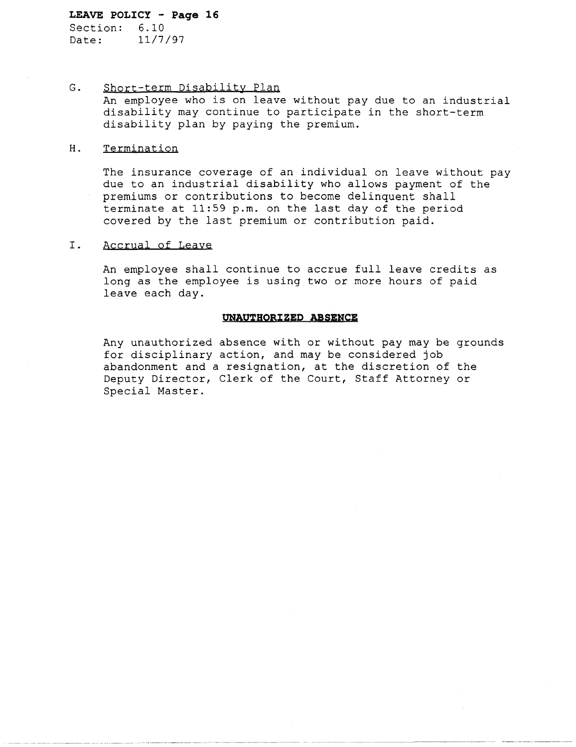G. Short-term Disability Plan
An employee who is on leave without pay due to an industrial disability may continue to participate in the short-term disability plan by paying the premium.

H. Termination

The insurance coverage of an individual on leave without pay due to an industrial disability who allows payment of the premiums or contributions to become delinquent shall terminate at 11:59 p.m. on the last day of the period covered by the last premium or contribution paid.

I. Accrual of Leave

An employee shall continue to accrue full leave credits as long as the employee is using two or more hours of paid leave each day.

**UNAUTHORIZED ABSENCE**

Any unauthorized absence with or without pay may be grounds for disciplinary action, and may be considered job abandonment and a resignation, at the discretion of the Deputy Director, Clerk of the Court, Staff Attorney or Special Master.